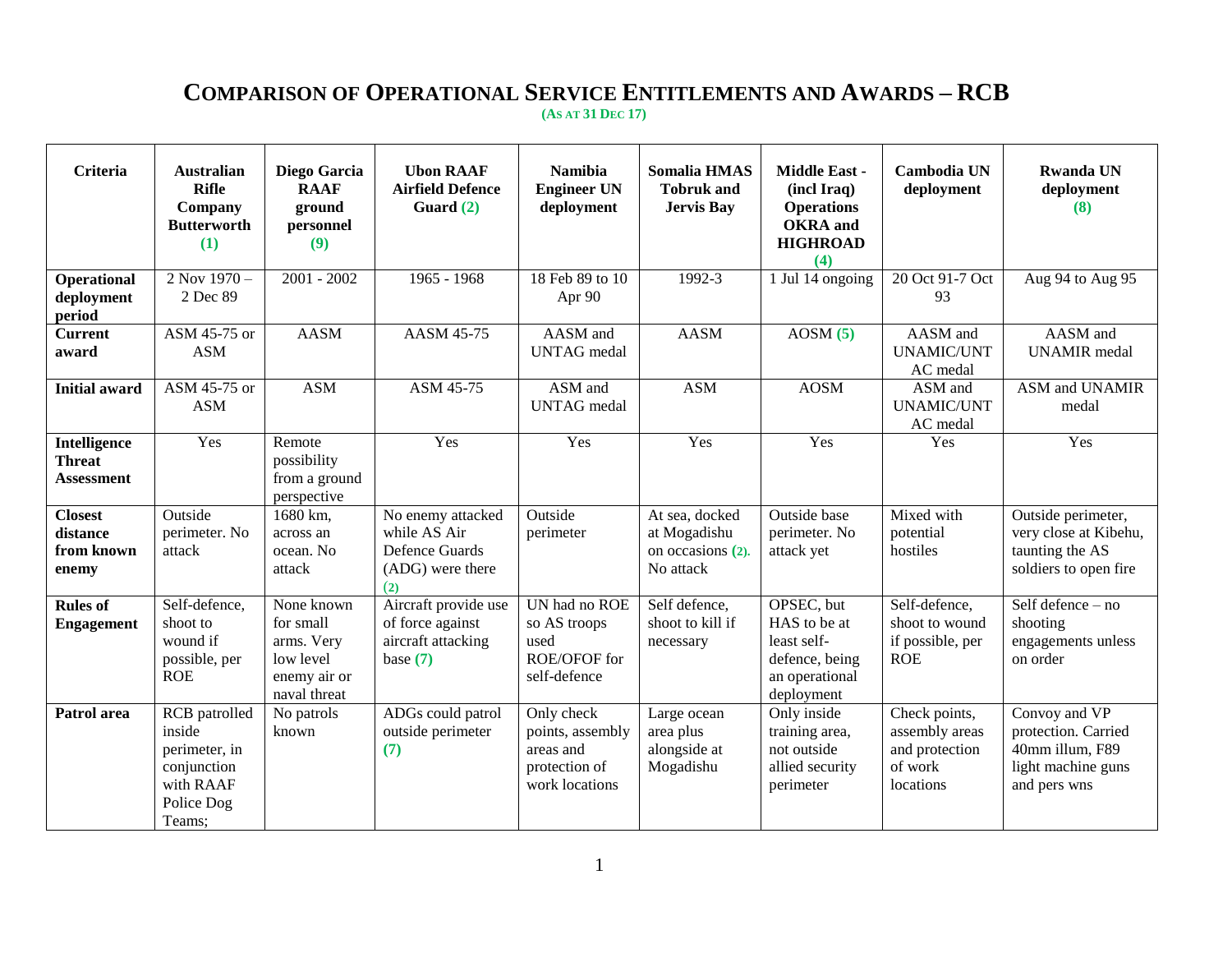# Comparison of Operational Service Entitlements and Awards – RCB

(As at 31 Dec 17)

| Criteria | Australian Rifle Company Butterworth (1) | Diego Garcia RAAF ground personnel (9) | Ubon RAAF Airfield Defence Guard (2) | Namibia Engineer UN deployment | Somalia HMAS Tobruk and Jervis Bay | Middle East - (incl Iraq) Operations OKRA and HIGHROAD (4) | Cambodia UN deployment | Rwanda UN deployment (8) |
|---|---|---|---|---|---|---|---|---|
| **Operational deployment period** | 2 Nov 1970 – 2 Dec 89 | 2001 - 2002 | 1965 - 1968 | 18 Feb 89 to 10 Apr 90 | 1992-3 | 1 Jul 14 ongoing | 20 Oct 91-7 Oct 93 | Aug 94 to Aug 95 |
| **Current award** | ASM 45-75 or ASM | AASM | AASM 45-75 | AASM and UNTAG medal | AASM | AOSM (5) | AASM and UNAMIC/UNTAC medal | AASM and UNAMIR medal |
| **Initial award** | ASM 45-75 or ASM | ASM | ASM 45-75 | ASM and UNTAG medal | ASM | AOSM | ASM and UNAMIC/UNTAC medal | ASM and UNAMIR medal |
| **Intelligence Threat Assessment** | Yes | Remote possibility from a ground perspective | Yes | Yes | Yes | Yes | Yes | Yes |
| **Closest distance from known enemy** | Outside perimeter. No attack | 1680 km, across an ocean. No attack | No enemy attacked while AS Air Defence Guards (ADG) were there (2) | Outside perimeter | At sea, docked at Mogadishu on occasions (2). No attack | Outside base perimeter. No attack yet | Mixed with potential hostiles | Outside perimeter, very close at Kibehu, taunting the AS soldiers to open fire |
| **Rules of Engagement** | Self-defence, shoot to wound if possible, per ROE | None known for small arms. Very low level enemy air or naval threat | Aircraft provide use of force against aircraft attacking base (7) | UN had no ROE so AS troops used ROE/OFOF for self-defence | Self defence, shoot to kill if necessary | OPSEC, but HAS to be at least self-defence, being an operational deployment | Self-defence, shoot to wound if possible, per ROE | Self defence – no shooting engagements unless on order |
| **Patrol area** | RCB patrolled inside perimeter, in conjunction with RAAF Police Dog Teams; | No patrols known | ADGs could patrol outside perimeter (7) | Only check points, assembly areas and protection of work locations | Large ocean area plus alongside at Mogadishu | Only inside training area, not outside allied security perimeter | Check points, assembly areas and protection of work locations | Convoy and VP protection. Carried 40mm illum, F89 light machine guns and pers wns |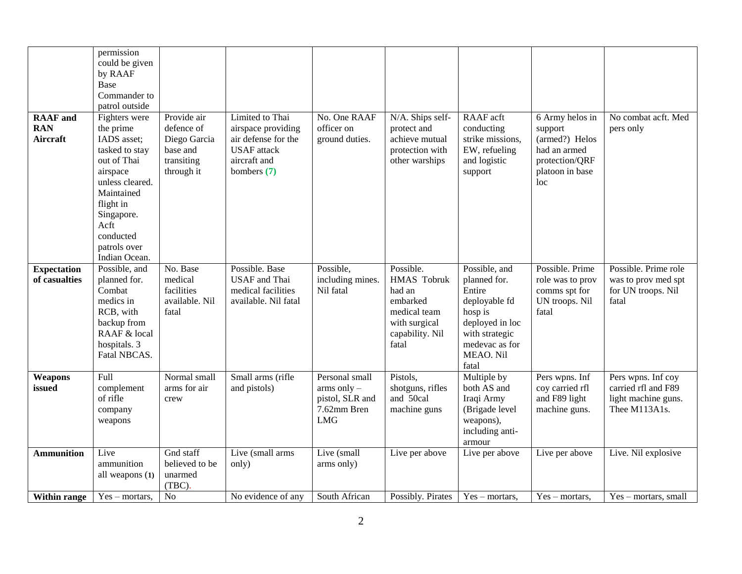| | | | | | | | | |
|---|---|---|---|---|---|---|---|---|
| | permission could be given by RAAF Base Commander to patrol outside | | | | | | | |
| **RAAF and RAN Aircraft** | Fighters were the prime IADS asset; tasked to stay out of Thai airspace unless cleared. Maintained flight in Singapore. Acft conducted patrols over Indian Ocean. | Provide air defence of Diego Garcia base and transiting through it | Limited to Thai airspace providing air defense for the USAF attack aircraft and bombers (7) | No. One RAAF officer on ground duties. | N/A. Ships self-protect and achieve mutual protection with other warships | RAAF acft conducting strike missions, EW, refueling and logistic support | 6 Army helos in support (armed?) Helos had an armed protection/QRF platoon in base loc | No combat acft. Med pers only |
| **Expectation of casualties** | Possible, and planned for. Combat medics in RCB, with backup from RAAF & local hospitals. 3 Fatal NBCAS. | No. Base medical facilities available. Nil fatal | Possible. Base USAF and Thai medical facilities available. Nil fatal | Possible, including mines. Nil fatal | Possible. HMAS Tobruk had an embarked medical team with surgical capability. Nil fatal | Possible, and planned for. Entire deployable fd hosp is deployed in loc with strategic medevac as for MEAO. Nil fatal | Possible. Prime role was to prov comms spt for UN troops. Nil fatal | Possible. Prime role was to prov med spt for UN troops. Nil fatal |
| **Weapons issued** | Full complement of rifle company weapons | Normal small arms for air crew | Small arms (rifle and pistols) | Personal small arms only – pistol, SLR and 7.62mm Bren LMG | Pistols, shotguns, rifles and 50cal machine guns | Multiple by both AS and Iraqi Army (Brigade level weapons), including anti-armour | Pers wpns. Inf coy carried rfl and F89 light machine guns. | Pers wpns. Inf coy carried rfl and F89 light machine guns. Thee M113A1s. |
| **Ammunition** | Live ammunition all weapons (1) | Gnd staff believed to be unarmed (TBC). | Live (small arms only) | Live (small arms only) | Live per above | Live per above | Live per above | Live. Nil explosive |
| **Within range** | Yes – mortars, | No | No evidence of any | South African | Possibly. Pirates | Yes – mortars, | Yes – mortars, | Yes – mortars, small |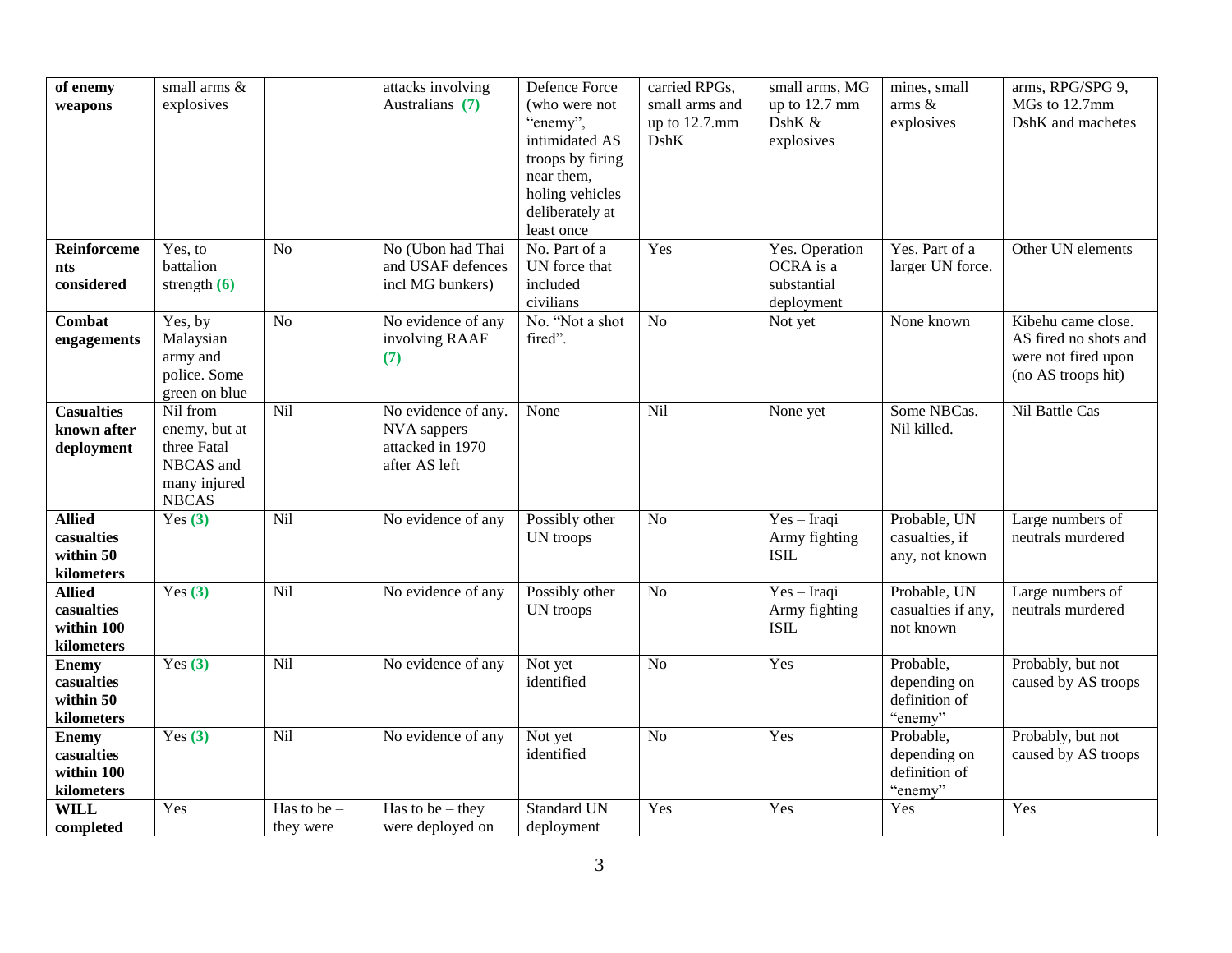| **of enemy weapons** | small arms & explosives | | attacks involving Australians **(7)** | Defence Force (who were not "enemy", intimidated AS troops by firing near them, holing vehicles deliberately at least once | carried RPGs, small arms and up to 12.7.mm DshK | small arms, MG up to 12.7 mm DshK & explosives | mines, small arms & explosives | arms, RPG/SPG 9, MGs to 12.7mm DshK and machetes |
|---|---|---|---|---|---|---|---|---|
| **Reinforcements considered** | Yes, to battalion strength **(6)** | No | No (Ubon had Thai and USAF defences incl MG bunkers) | No. Part of a UN force that included civilians | Yes | Yes. Operation OCRA is a substantial deployment | Yes. Part of a larger UN force. | Other UN elements |
| **Combat engagements** | Yes, by Malaysian army and police. Some green on blue | No | No evidence of any involving RAAF **(7)** | No. "Not a shot fired". | No | Not yet | None known | Kibehu came close. AS fired no shots and were not fired upon (no AS troops hit) |
| **Casualties known after deployment** | Nil from enemy, but at three Fatal NBCAS and many injured NBCAS | Nil | No evidence of any. NVA sappers attacked in 1970 after AS left | None | Nil | None yet | Some NBCas. Nil killed. | Nil Battle Cas |
| **Allied casualties within 50 kilometers** | Yes **(3)** | Nil | No evidence of any | Possibly other UN troops | No | Yes – Iraqi Army fighting ISIL | Probable, UN casualties, if any, not known | Large numbers of neutrals murdered |
| **Allied casualties within 100 kilometers** | Yes **(3)** | Nil | No evidence of any | Possibly other UN troops | No | Yes – Iraqi Army fighting ISIL | Probable, UN casualties if any, not known | Large numbers of neutrals murdered |
| **Enemy casualties within 50 kilometers** | Yes **(3)** | Nil | No evidence of any | Not yet identified | No | Yes | Probable, depending on definition of "enemy" | Probably, but not caused by AS troops |
| **Enemy casualties within 100 kilometers** | Yes **(3)** | Nil | No evidence of any | Not yet identified | No | Yes | Probable, depending on definition of "enemy" | Probably, but not caused by AS troops |
| **WILL completed** | Yes | Has to be – they were | Has to be – they were deployed on | Standard UN deployment | Yes | Yes | Yes | Yes |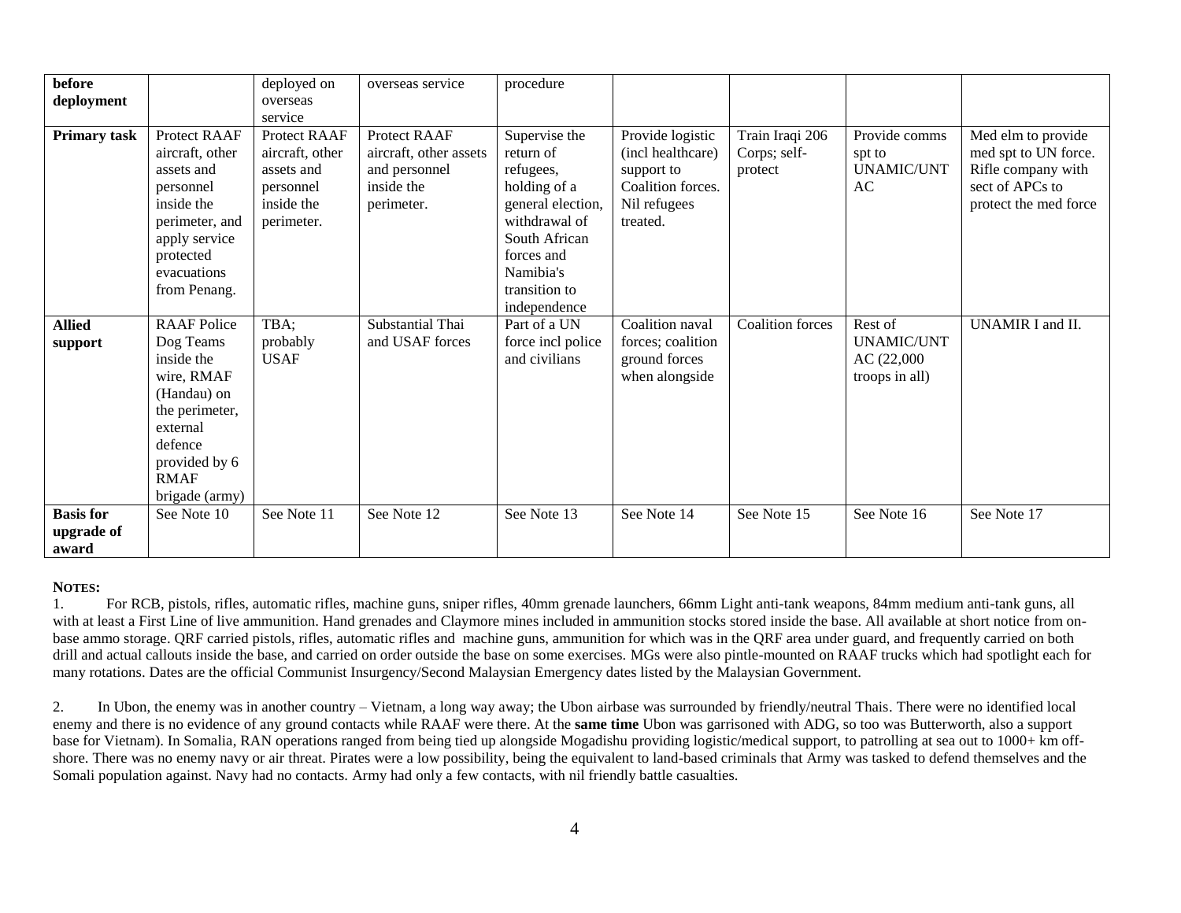| before deployment | | deployed on overseas service | overseas service | procedure | | | | |
|---|---|---|---|---|---|---|---|---|
| **Primary task** | Protect RAAF aircraft, other assets and personnel inside the perimeter, and apply service protected evacuations from Penang. | Protect RAAF aircraft, other assets and personnel inside the perimeter. | Protect RAAF aircraft, other assets and personnel inside the perimeter. | Supervise the return of refugees, holding of a general election, withdrawal of South African forces and Namibia's transition to independence | Provide logistic (incl healthcare) support to Coalition forces. Nil refugees treated. | Train Iraqi 206 Corps; self-protect | Provide comms spt to UNAMIC/UNTAC | Med elm to provide med spt to UN force. Rifle company with sect of APCs to protect the med force |
| **Allied support** | RAAF Police Dog Teams inside the wire, RMAF (Handau) on the perimeter, external defence provided by 6 RMAF brigade (army) | TBA; probably USAF | Substantial Thai and USAF forces | Part of a UN force incl police and civilians | Coalition naval forces; coalition ground forces when alongside | Coalition forces | Rest of UNAMIC/UNTAC (22,000 troops in all) | UNAMIR I and II. |
| **Basis for upgrade of award** | See Note 10 | See Note 11 | See Note 12 | See Note 13 | See Note 14 | See Note 15 | See Note 16 | See Note 17 |

**NOTES:**

1. For RCB, pistols, rifles, automatic rifles, machine guns, sniper rifles, 40mm grenade launchers, 66mm Light anti-tank weapons, 84mm medium anti-tank guns, all with at least a First Line of live ammunition. Hand grenades and Claymore mines included in ammunition stocks stored inside the base. All available at short notice from on-base ammo storage. QRF carried pistols, rifles, automatic rifles and machine guns, ammunition for which was in the QRF area under guard, and frequently carried on both drill and actual callouts inside the base, and carried on order outside the base on some exercises. MGs were also pintle-mounted on RAAF trucks which had spotlight each for many rotations. Dates are the official Communist Insurgency/Second Malaysian Emergency dates listed by the Malaysian Government.

2. In Ubon, the enemy was in another country – Vietnam, a long way away; the Ubon airbase was surrounded by friendly/neutral Thais. There were no identified local enemy and there is no evidence of any ground contacts while RAAF were there. At the **same time** Ubon was garrisoned with ADG, so too was Butterworth, also a support base for Vietnam). In Somalia, RAN operations ranged from being tied up alongside Mogadishu providing logistic/medical support, to patrolling at sea out to 1000+ km off-shore. There was no enemy navy or air threat. Pirates were a low possibility, being the equivalent to land-based criminals that Army was tasked to defend themselves and the Somali population against. Navy had no contacts. Army had only a few contacts, with nil friendly battle casualties.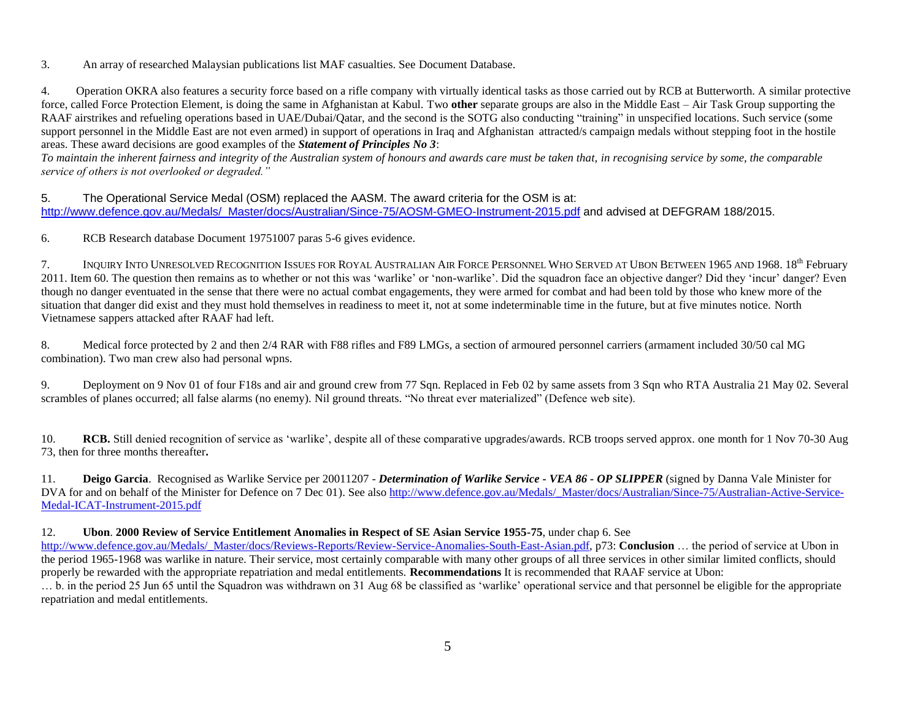3. An array of researched Malaysian publications list MAF casualties. See Document Database.

4. Operation OKRA also features a security force based on a rifle company with virtually identical tasks as those carried out by RCB at Butterworth. A similar protective force, called Force Protection Element, is doing the same in Afghanistan at Kabul. Two **other** separate groups are also in the Middle East – Air Task Group supporting the RAAF airstrikes and refueling operations based in UAE/Dubai/Qatar, and the second is the SOTG also conducting "training" in unspecified locations. Such service (some support personnel in the Middle East are not even armed) in support of operations in Iraq and Afghanistan attracted/s campaign medals without stepping foot in the hostile areas. These award decisions are good examples of the ***Statement of Principles No 3***:
*To maintain the inherent fairness and integrity of the Australian system of honours and awards care must be taken that, in recognising service by some, the comparable service of others is not overlooked or degraded."*

5. The Operational Service Medal (OSM) replaced the AASM. The award criteria for the OSM is at: [http://www.defence.gov.au/Medals/_Master/docs/Australian/Since-75/AOSM-GMEO-Instrument-2015.pdf](http://www.defence.gov.au/Medals/_Master/docs/Australian/Since-75/AOSM-GMEO-Instrument-2015.pdf) and advised at DEFGRAM 188/2015.

6. RCB Research database Document 19751007 paras 5-6 gives evidence.

7. Inquiry Into Unresolved Recognition Issues for Royal Australian Air Force Personnel Who Served at Ubon Between 1965 and 1968. 18th February 2011. Item 60. The question then remains as to whether or not this was 'warlike' or 'non-warlike'. Did the squadron face an objective danger? Did they 'incur' danger? Even though no danger eventuated in the sense that there were no actual combat engagements, they were armed for combat and had been told by those who knew more of the situation that danger did exist and they must hold themselves in readiness to meet it, not at some indeterminable time in the future, but at five minutes notice. North Vietnamese sappers attacked after RAAF had left.

8. Medical force protected by 2 and then 2/4 RAR with F88 rifles and F89 LMGs, a section of armoured personnel carriers (armament included 30/50 cal MG combination). Two man crew also had personal wpns.

9. Deployment on 9 Nov 01 of four F18s and air and ground crew from 77 Sqn. Replaced in Feb 02 by same assets from 3 Sqn who RTA Australia 21 May 02. Several scrambles of planes occurred; all false alarms (no enemy). Nil ground threats. "No threat ever materialized" (Defence web site).

10. **RCB.** Still denied recognition of service as 'warlike', despite all of these comparative upgrades/awards. RCB troops served approx. one month for 1 Nov 70-30 Aug 73, then for three months thereafter**.**

11. **Deigo Garcia**. Recognised as Warlike Service per 20011207 - ***Determination of Warlike Service - VEA 86 - OP SLIPPER*** (signed by Danna Vale Minister for DVA for and on behalf of the Minister for Defence on 7 Dec 01). See also [http://www.defence.gov.au/Medals/_Master/docs/Australian/Since-75/Australian-Active-Service-Medal-ICAT-Instrument-2015.pdf](http://www.defence.gov.au/Medals/_Master/docs/Australian/Since-75/Australian-Active-Service-Medal-ICAT-Instrument-2015.pdf)

12. **Ubon**. **2000 Review of Service Entitlement Anomalies in Respect of SE Asian Service 1955-75**, under chap 6. See [http://www.defence.gov.au/Medals/_Master/docs/Reviews-Reports/Review-Service-Anomalies-South-East-Asian.pdf](http://www.defence.gov.au/Medals/_Master/docs/Reviews-Reports/Review-Service-Anomalies-South-East-Asian.pdf), p73: **Conclusion** … the period of service at Ubon in the period 1965-1968 was warlike in nature. Their service, most certainly comparable with many other groups of all three services in other similar limited conflicts, should properly be rewarded with the appropriate repatriation and medal entitlements. **Recommendations** It is recommended that RAAF service at Ubon:
… b. in the period 25 Jun 65 until the Squadron was withdrawn on 31 Aug 68 be classified as 'warlike' operational service and that personnel be eligible for the appropriate repatriation and medal entitlements.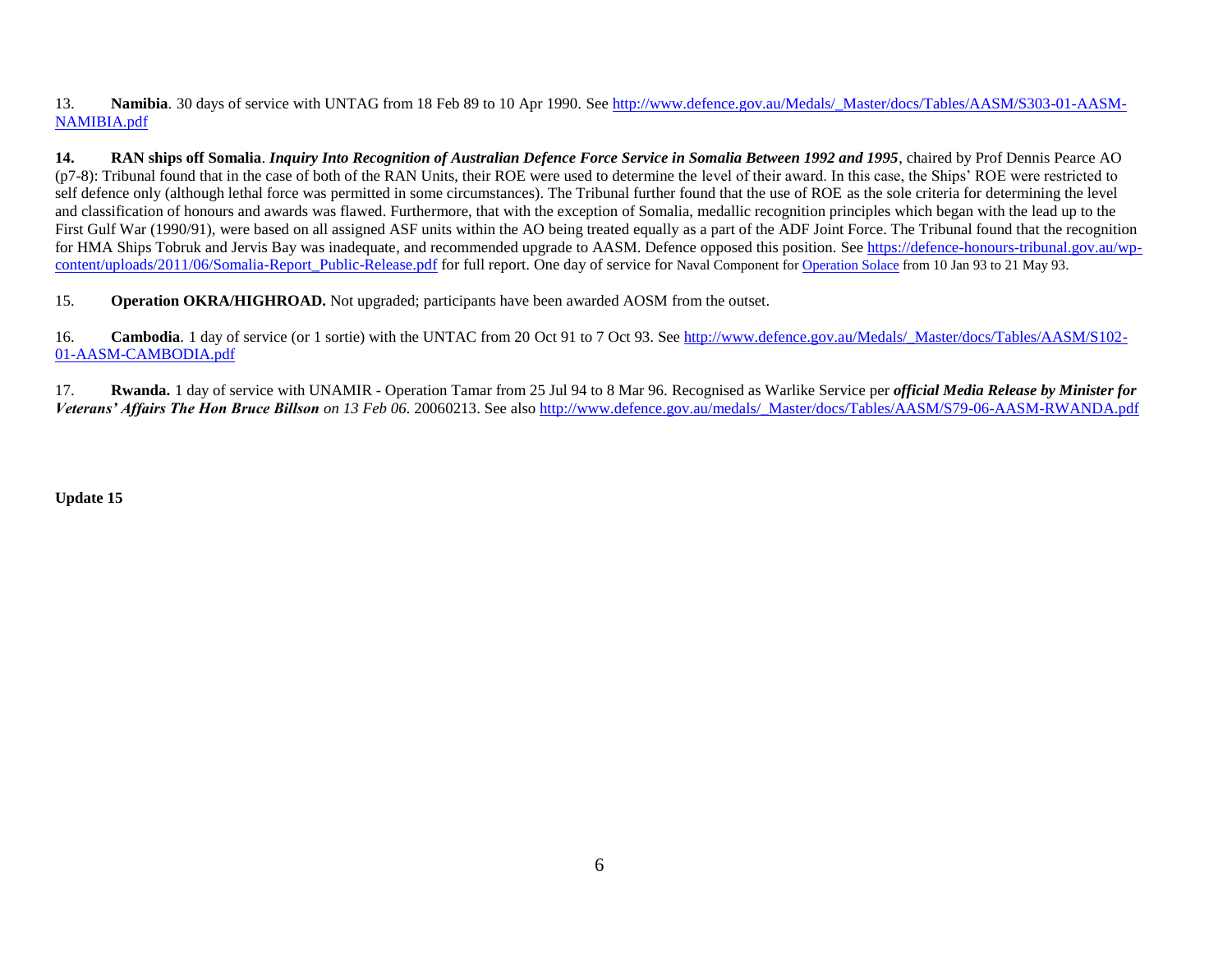13. **Namibia**. 30 days of service with UNTAG from 18 Feb 89 to 10 Apr 1990. See http://www.defence.gov.au/Medals/_Master/docs/Tables/AASM/S303-01-AASM-NAMIBIA.pdf

**14. RAN ships off Somalia**. ***Inquiry Into Recognition of Australian Defence Force Service in Somalia Between 1992 and 1995***, chaired by Prof Dennis Pearce AO (p7-8): Tribunal found that in the case of both of the RAN Units, their ROE were used to determine the level of their award. In this case, the Ships' ROE were restricted to self defence only (although lethal force was permitted in some circumstances). The Tribunal further found that the use of ROE as the sole criteria for determining the level and classification of honours and awards was flawed. Furthermore, that with the exception of Somalia, medallic recognition principles which began with the lead up to the First Gulf War (1990/91), were based on all assigned ASF units within the AO being treated equally as a part of the ADF Joint Force. The Tribunal found that the recognition for HMA Ships Tobruk and Jervis Bay was inadequate, and recommended upgrade to AASM. Defence opposed this position. See https://defence-honours-tribunal.gov.au/wp-content/uploads/2011/06/Somalia-Report_Public-Release.pdf for full report. One day of service for Naval Component for Operation Solace from 10 Jan 93 to 21 May 93.

15. **Operation OKRA/HIGHROAD.** Not upgraded; participants have been awarded AOSM from the outset.

16. **Cambodia**. 1 day of service (or 1 sortie) with the UNTAC from 20 Oct 91 to 7 Oct 93. See http://www.defence.gov.au/Medals/_Master/docs/Tables/AASM/S102-01-AASM-CAMBODIA.pdf

17. **Rwanda.** 1 day of service with UNAMIR - Operation Tamar from 25 Jul 94 to 8 Mar 96. Recognised as Warlike Service per ***official Media Release by Minister for Veterans' Affairs The Hon Bruce Billson*** *on 13 Feb 06*. 20060213. See also http://www.defence.gov.au/medals/_Master/docs/Tables/AASM/S79-06-AASM-RWANDA.pdf

**Update 15**